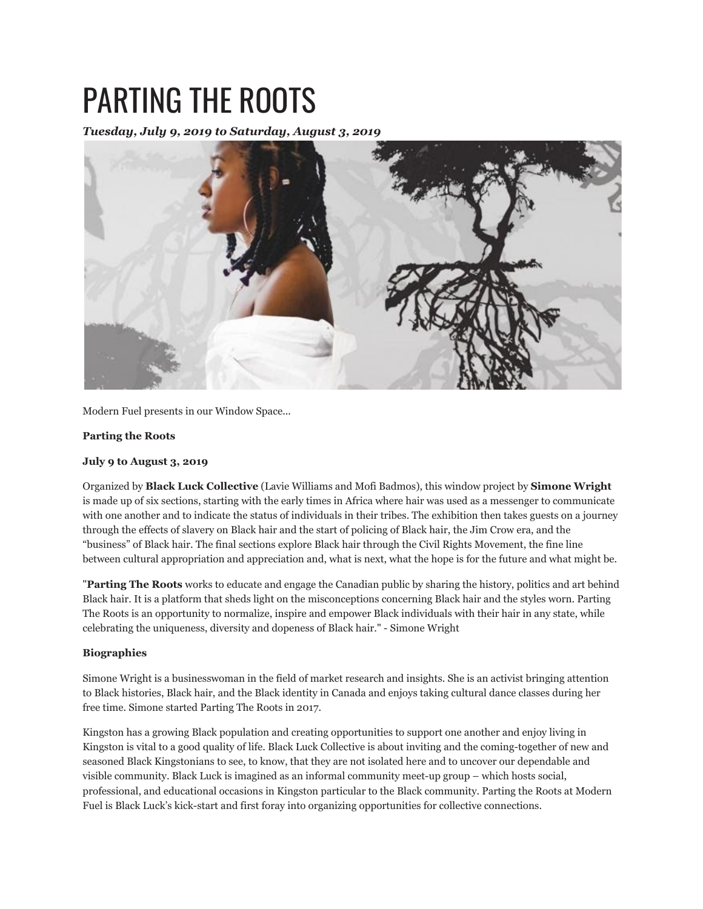# PARTING THE ROOTS

***Tuesday, July 9, 2019 to Saturday, August 3, 2019***

Modern Fuel presents in our Window Space...

**Parting the Roots**

**July 9 to August 3, 2019**

Organized by **Black Luck Collective** (Lavie Williams and Mofi Badmos), this window project by **Simone Wright** is made up of six sections, starting with the early times in Africa where hair was used as a messenger to communicate with one another and to indicate the status of individuals in their tribes. The exhibition then takes guests on a journey through the effects of slavery on Black hair and the start of policing of Black hair, the Jim Crow era, and the "business" of Black hair. The final sections explore Black hair through the Civil Rights Movement, the fine line between cultural appropriation and appreciation and, what is next, what the hope is for the future and what might be.

"**Parting The Roots** works to educate and engage the Canadian public by sharing the history, politics and art behind Black hair. It is a platform that sheds light on the misconceptions concerning Black hair and the styles worn. Parting The Roots is an opportunity to normalize, inspire and empower Black individuals with their hair in any state, while celebrating the uniqueness, diversity and dopeness of Black hair." - Simone Wright

**Biographies**

Simone Wright is a businesswoman in the field of market research and insights. She is an activist bringing attention to Black histories, Black hair, and the Black identity in Canada and enjoys taking cultural dance classes during her free time. Simone started Parting The Roots in 2017.

Kingston has a growing Black population and creating opportunities to support one another and enjoy living in Kingston is vital to a good quality of life. Black Luck Collective is about inviting and the coming-together of new and seasoned Black Kingstonians to see, to know, that they are not isolated here and to uncover our dependable and visible community. Black Luck is imagined as an informal community meet-up group – which hosts social, professional, and educational occasions in Kingston particular to the Black community. Parting the Roots at Modern Fuel is Black Luck's kick-start and first foray into organizing opportunities for collective connections.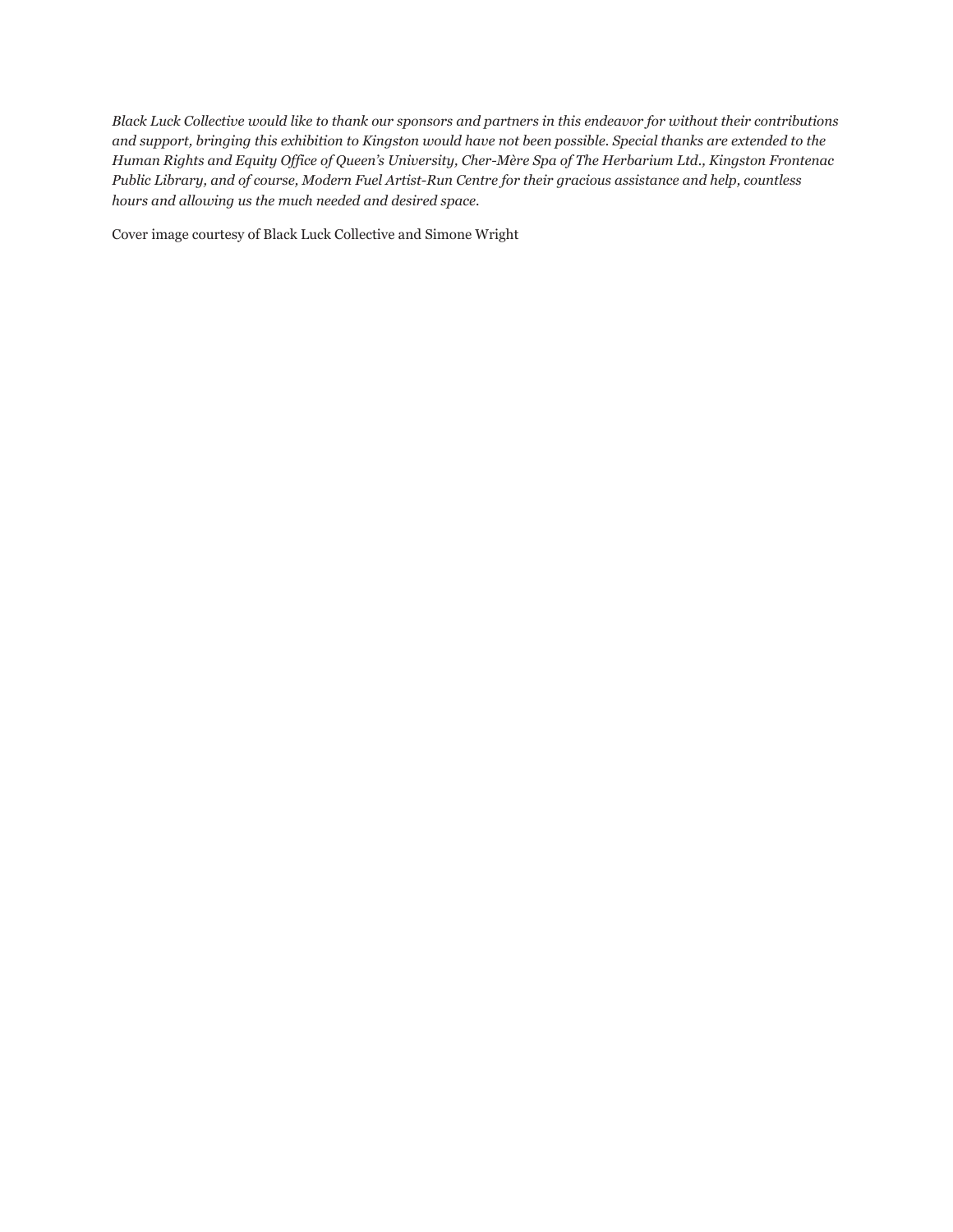*Black Luck Collective would like to thank our sponsors and partners in this endeavor for without their contributions and support, bringing this exhibition to Kingston would have not been possible. Special thanks are extended to the Human Rights and Equity Office of Queen's University, Cher-Mère Spa of The Herbarium Ltd., Kingston Frontenac Public Library, and of course, Modern Fuel Artist-Run Centre for their gracious assistance and help, countless hours and allowing us the much needed and desired space.*

Cover image courtesy of Black Luck Collective and Simone Wright